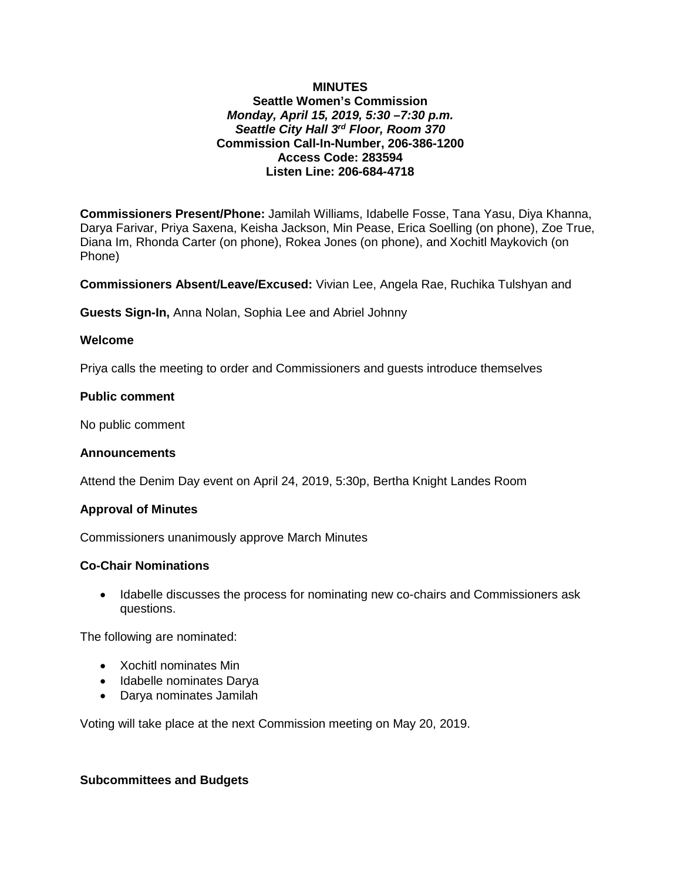**MINUTES**
**Seattle Women's Commission**
***Monday, April 15, 2019, 5:30 –7:30 p.m.***
***Seattle City Hall 3rd Floor, Room 370***
**Commission Call-In-Number, 206-386-1200**
**Access Code: 283594**
**Listen Line: 206-684-4718**

**Commissioners Present/Phone:** Jamilah Williams, Idabelle Fosse, Tana Yasu, Diya Khanna, Darya Farivar, Priya Saxena, Keisha Jackson, Min Pease, Erica Soelling (on phone), Zoe True, Diana Im, Rhonda Carter (on phone), Rokea Jones (on phone), and Xochitl Maykovich (on Phone)

**Commissioners Absent/Leave/Excused:** Vivian Lee, Angela Rae, Ruchika Tulshyan and

**Guests Sign-In,** Anna Nolan, Sophia Lee and Abriel Johnny

**Welcome**

Priya calls the meeting to order and Commissioners and guests introduce themselves

**Public comment**

No public comment

**Announcements**

Attend the Denim Day event on April 24, 2019, 5:30p, Bertha Knight Landes Room

**Approval of Minutes**

Commissioners unanimously approve March Minutes

**Co-Chair Nominations**

- Idabelle discusses the process for nominating new co-chairs and Commissioners ask questions.

The following are nominated:

- Xochitl nominates Min
- Idabelle nominates Darya
- Darya nominates Jamilah

Voting will take place at the next Commission meeting on May 20, 2019.

**Subcommittees and Budgets**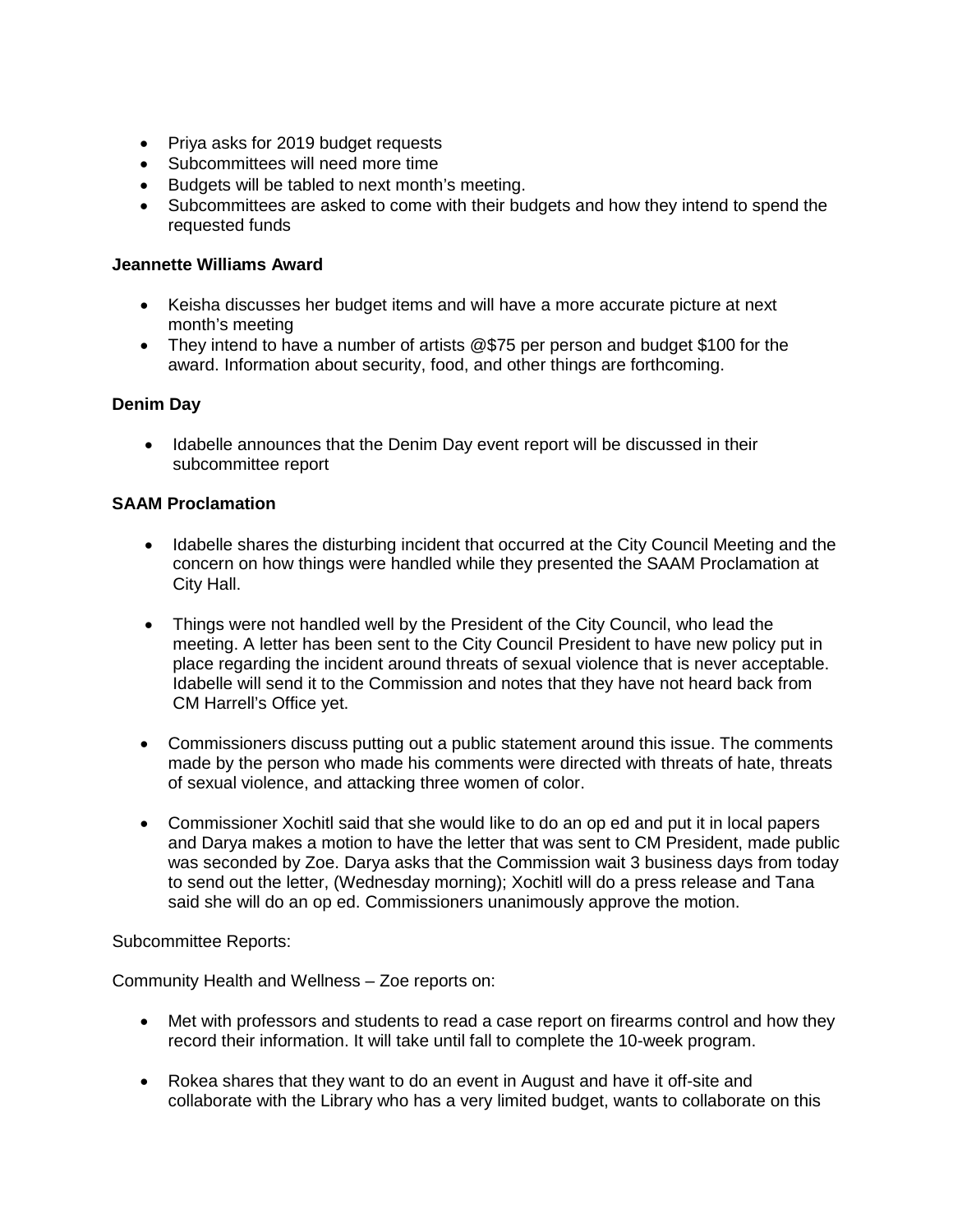- Priya asks for 2019 budget requests
- Subcommittees will need more time
- Budgets will be tabled to next month's meeting.
- Subcommittees are asked to come with their budgets and how they intend to spend the requested funds

**Jeannette Williams Award**

- Keisha discusses her budget items and will have a more accurate picture at next month's meeting
- They intend to have a number of artists @$75 per person and budget $100 for the award. Information about security, food, and other things are forthcoming.

**Denim Day**

- Idabelle announces that the Denim Day event report will be discussed in their subcommittee report

**SAAM Proclamation**

- Idabelle shares the disturbing incident that occurred at the City Council Meeting and the concern on how things were handled while they presented the SAAM Proclamation at City Hall.

- Things were not handled well by the President of the City Council, who lead the meeting. A letter has been sent to the City Council President to have new policy put in place regarding the incident around threats of sexual violence that is never acceptable. Idabelle will send it to the Commission and notes that they have not heard back from CM Harrell's Office yet.

- Commissioners discuss putting out a public statement around this issue. The comments made by the person who made his comments were directed with threats of hate, threats of sexual violence, and attacking three women of color.

- Commissioner Xochitl said that she would like to do an op ed and put it in local papers and Darya makes a motion to have the letter that was sent to CM President, made public was seconded by Zoe. Darya asks that the Commission wait 3 business days from today to send out the letter, (Wednesday morning); Xochitl will do a press release and Tana said she will do an op ed. Commissioners unanimously approve the motion.

Subcommittee Reports:

Community Health and Wellness – Zoe reports on:

- Met with professors and students to read a case report on firearms control and how they record their information. It will take until fall to complete the 10-week program.

- Rokea shares that they want to do an event in August and have it off-site and collaborate with the Library who has a very limited budget, wants to collaborate on this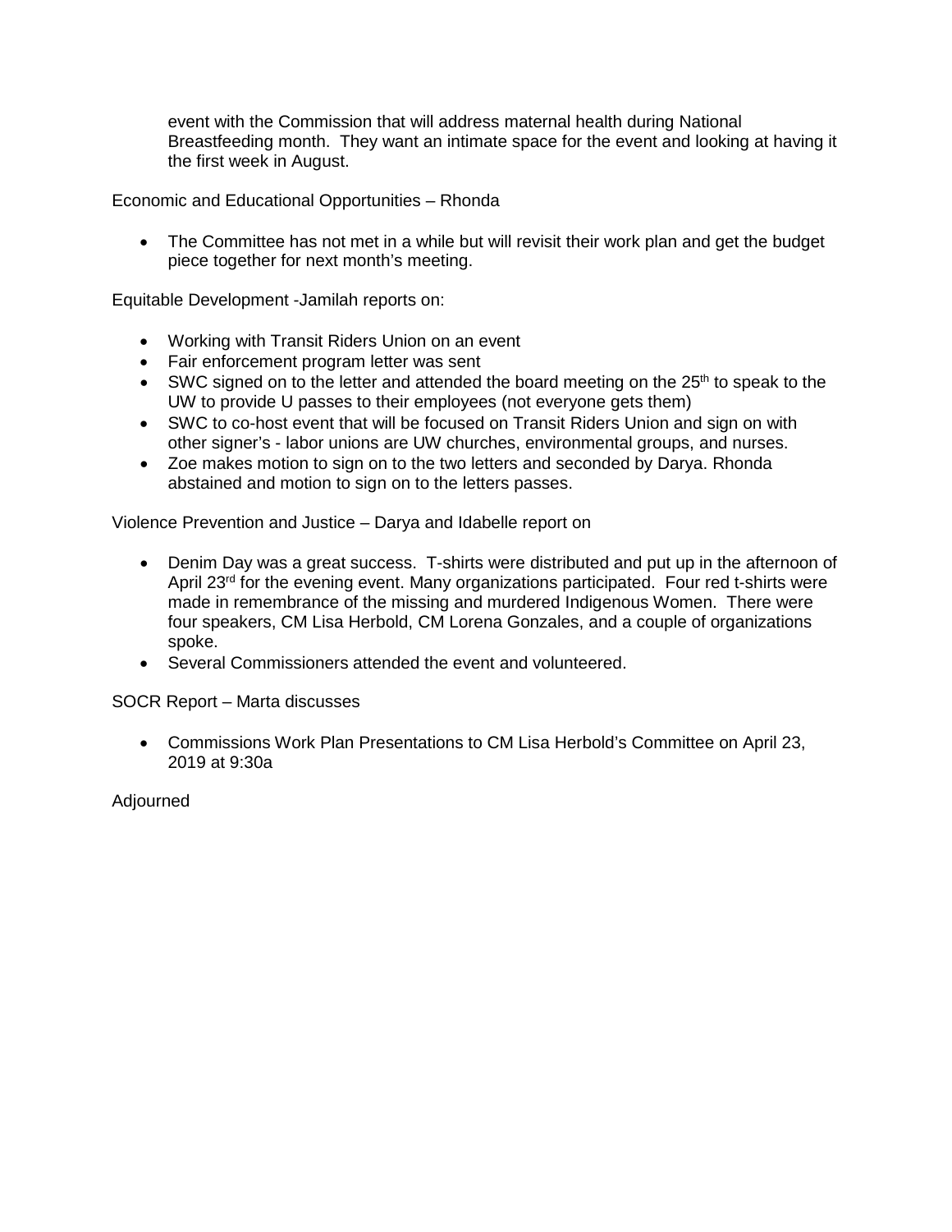event with the Commission that will address maternal health during National Breastfeeding month. They want an intimate space for the event and looking at having it the first week in August.

Economic and Educational Opportunities – Rhonda

- The Committee has not met in a while but will revisit their work plan and get the budget piece together for next month's meeting.

Equitable Development -Jamilah reports on:

- Working with Transit Riders Union on an event
- Fair enforcement program letter was sent
- SWC signed on to the letter and attended the board meeting on the 25th to speak to the UW to provide U passes to their employees (not everyone gets them)
- SWC to co-host event that will be focused on Transit Riders Union and sign on with other signer's - labor unions are UW churches, environmental groups, and nurses.
- Zoe makes motion to sign on to the two letters and seconded by Darya. Rhonda abstained and motion to sign on to the letters passes.

Violence Prevention and Justice – Darya and Idabelle report on

- Denim Day was a great success. T-shirts were distributed and put up in the afternoon of April 23rd for the evening event. Many organizations participated. Four red t-shirts were made in remembrance of the missing and murdered Indigenous Women. There were four speakers, CM Lisa Herbold, CM Lorena Gonzales, and a couple of organizations spoke.
- Several Commissioners attended the event and volunteered.

SOCR Report – Marta discusses

- Commissions Work Plan Presentations to CM Lisa Herbold's Committee on April 23, 2019 at 9:30a

Adjourned